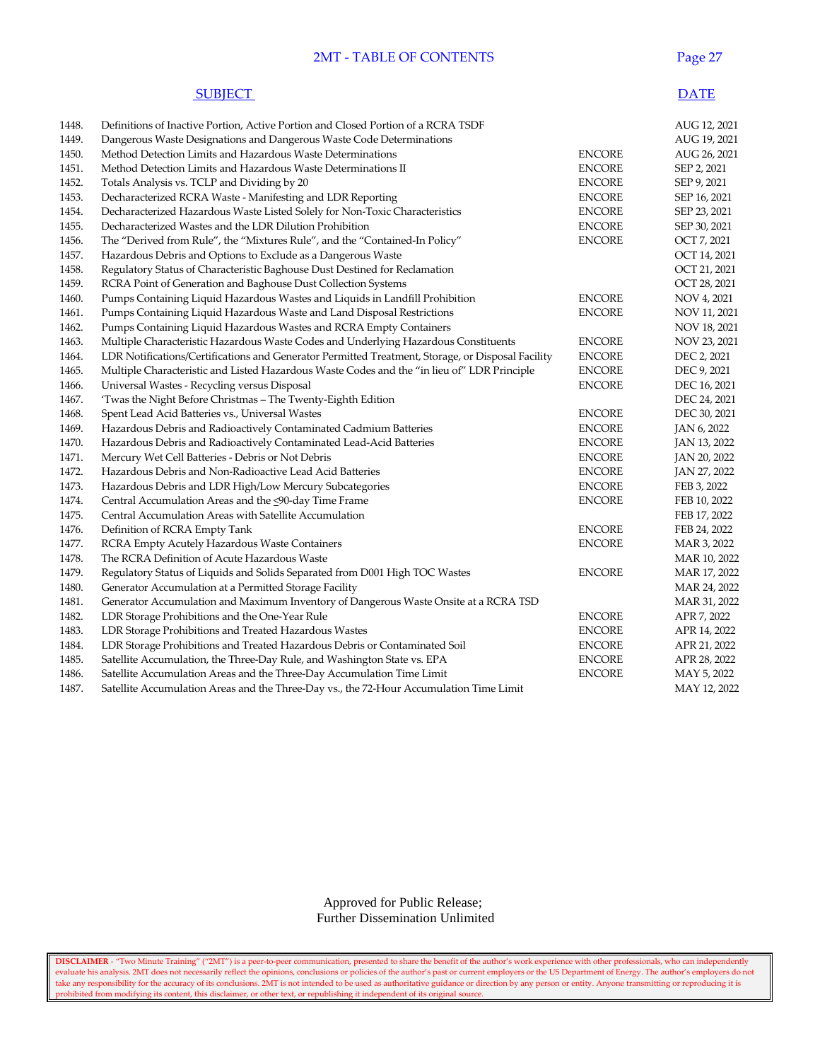# 2MT - TABLE OF CONTENTS

| | SUBJECT | | DATE |
|---|---|---|---|
| 1448. | Definitions of Inactive Portion, Active Portion and Closed Portion of a RCRA TSDF | | AUG 12, 2021 |
| 1449. | Dangerous Waste Designations and Dangerous Waste Code Determinations | | AUG 19, 2021 |
| 1450. | Method Detection Limits and Hazardous Waste Determinations | ENCORE | AUG 26, 2021 |
| 1451. | Method Detection Limits and Hazardous Waste Determinations II | ENCORE | SEP 2, 2021 |
| 1452. | Totals Analysis vs. TCLP and Dividing by 20 | ENCORE | SEP 9, 2021 |
| 1453. | Decharacterized RCRA Waste - Manifesting and LDR Reporting | ENCORE | SEP 16, 2021 |
| 1454. | Decharacterized Hazardous Waste Listed Solely for Non-Toxic Characteristics | ENCORE | SEP 23, 2021 |
| 1455. | Decharacterized Wastes and the LDR Dilution Prohibition | ENCORE | SEP 30, 2021 |
| 1456. | The "Derived from Rule", the "Mixtures Rule", and the "Contained-In Policy" | ENCORE | OCT 7, 2021 |
| 1457. | Hazardous Debris and Options to Exclude as a Dangerous Waste | | OCT 14, 2021 |
| 1458. | Regulatory Status of Characteristic Baghouse Dust Destined for Reclamation | | OCT 21, 2021 |
| 1459. | RCRA Point of Generation and Baghouse Dust Collection Systems | | OCT 28, 2021 |
| 1460. | Pumps Containing Liquid Hazardous Wastes and Liquids in Landfill Prohibition | ENCORE | NOV 4, 2021 |
| 1461. | Pumps Containing Liquid Hazardous Waste and Land Disposal Restrictions | ENCORE | NOV 11, 2021 |
| 1462. | Pumps Containing Liquid Hazardous Wastes and RCRA Empty Containers | | NOV 18, 2021 |
| 1463. | Multiple Characteristic Hazardous Waste Codes and Underlying Hazardous Constituents | ENCORE | NOV 23, 2021 |
| 1464. | LDR Notifications/Certifications and Generator Permitted Treatment, Storage, or Disposal Facility | ENCORE | DEC 2, 2021 |
| 1465. | Multiple Characteristic and Listed Hazardous Waste Codes and the "in lieu of" LDR Principle | ENCORE | DEC 9, 2021 |
| 1466. | Universal Wastes - Recycling versus Disposal | ENCORE | DEC 16, 2021 |
| 1467. | 'Twas the Night Before Christmas – The Twenty-Eighth Edition | | DEC 24, 2021 |
| 1468. | Spent Lead Acid Batteries vs., Universal Wastes | ENCORE | DEC 30, 2021 |
| 1469. | Hazardous Debris and Radioactively Contaminated Cadmium Batteries | ENCORE | JAN 6, 2022 |
| 1470. | Hazardous Debris and Radioactively Contaminated Lead-Acid Batteries | ENCORE | JAN 13, 2022 |
| 1471. | Mercury Wet Cell Batteries - Debris or Not Debris | ENCORE | JAN 20, 2022 |
| 1472. | Hazardous Debris and Non-Radioactive Lead Acid Batteries | ENCORE | JAN 27, 2022 |
| 1473. | Hazardous Debris and LDR High/Low Mercury Subcategories | ENCORE | FEB 3, 2022 |
| 1474. | Central Accumulation Areas and the ≤90-day Time Frame | ENCORE | FEB 10, 2022 |
| 1475. | Central Accumulation Areas with Satellite Accumulation | | FEB 17, 2022 |
| 1476. | Definition of RCRA Empty Tank | ENCORE | FEB 24, 2022 |
| 1477. | RCRA Empty Acutely Hazardous Waste Containers | ENCORE | MAR 3, 2022 |
| 1478. | The RCRA Definition of Acute Hazardous Waste | | MAR 10, 2022 |
| 1479. | Regulatory Status of Liquids and Solids Separated from D001 High TOC Wastes | ENCORE | MAR 17, 2022 |
| 1480. | Generator Accumulation at a Permitted Storage Facility | | MAR 24, 2022 |
| 1481. | Generator Accumulation and Maximum Inventory of Dangerous Waste Onsite at a RCRA TSD | | MAR 31, 2022 |
| 1482. | LDR Storage Prohibitions and the One-Year Rule | ENCORE | APR 7, 2022 |
| 1483. | LDR Storage Prohibitions and Treated Hazardous Wastes | ENCORE | APR 14, 2022 |
| 1484. | LDR Storage Prohibitions and Treated Hazardous Debris or Contaminated Soil | ENCORE | APR 21, 2022 |
| 1485. | Satellite Accumulation, the Three-Day Rule, and Washington State vs. EPA | ENCORE | APR 28, 2022 |
| 1486. | Satellite Accumulation Areas and the Three-Day Accumulation Time Limit | ENCORE | MAY 5, 2022 |
| 1487. | Satellite Accumulation Areas and the Three-Day vs., the 72-Hour Accumulation Time Limit | | MAY 12, 2022 |

Approved for Public Release;
Further Dissemination Unlimited

**DISCLAIMER** - "Two Minute Training" ("2MT") is a peer-to-peer communication, presented to share the benefit of the author's work experience with other professionals, who can independently evaluate his analysis. 2MT does not necessarily reflect the opinions, conclusions or policies of the author's past or current employers or the US Department of Energy. The author's employers do not take any responsibility for the accuracy of its conclusions. 2MT is not intended to be used as authoritative guidance or direction by any person or entity. Anyone transmitting or reproducing it is prohibited from modifying its content, this disclaimer, or other text, or republishing it independent of its original source.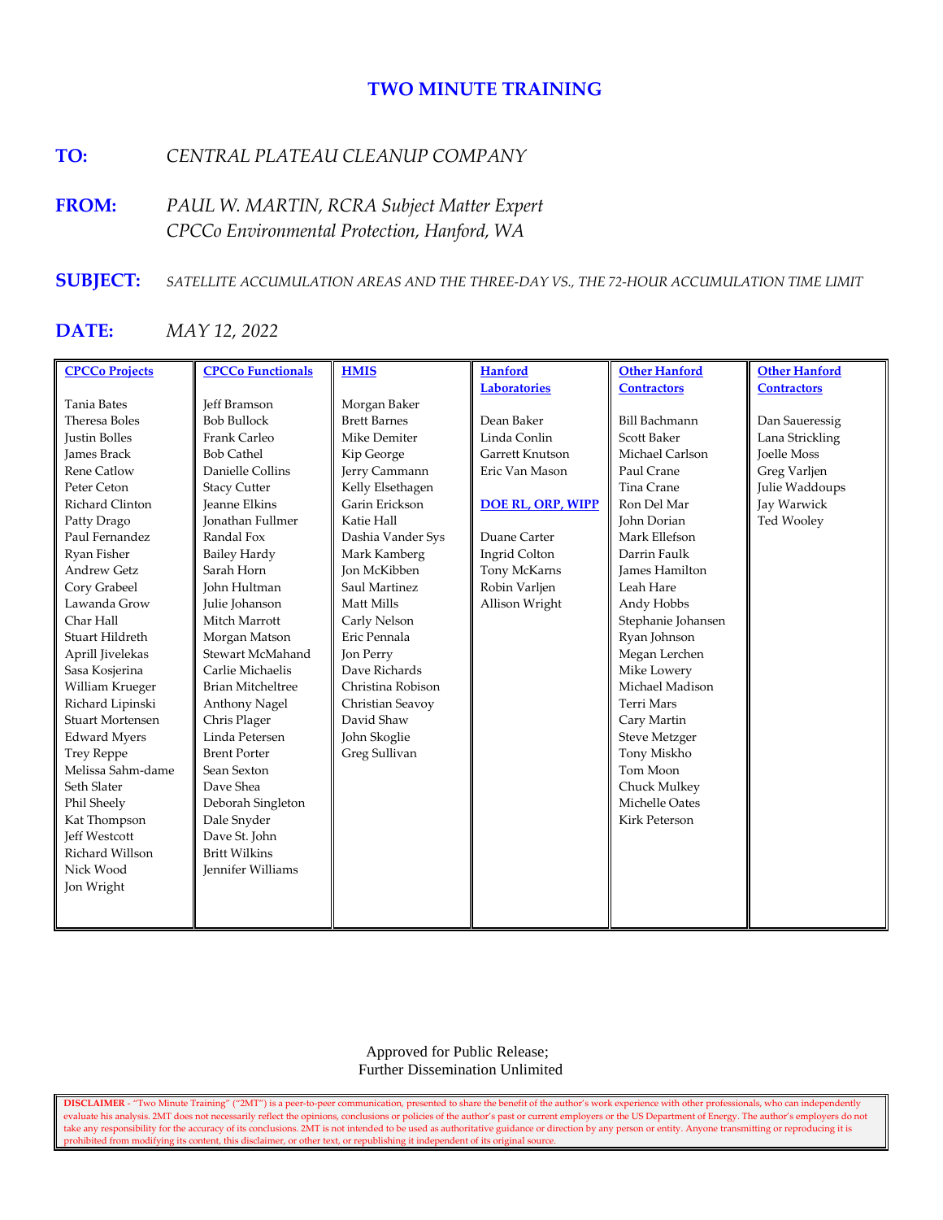# TWO MINUTE TRAINING

**TO:** *CENTRAL PLATEAU CLEANUP COMPANY*

**FROM:** *PAUL W. MARTIN, RCRA Subject Matter Expert*
*CPCCo Environmental Protection, Hanford, WA*

**SUBJECT:** *SATELLITE ACCUMULATION AREAS AND THE THREE-DAY VS., THE 72-HOUR ACCUMULATION TIME LIMIT*

**DATE:** *MAY 12, 2022*

| CPCCo Projects | CPCCo Functionals | HMIS | Hanford Laboratories | Other Hanford Contractors | Other Hanford Contractors |
|---|---|---|---|---|---|
| Tania Bates | Jeff Bramson | Morgan Baker | | | |
| Theresa Boles | Bob Bullock | Brett Barnes | Dean Baker | Bill Bachmann | Dan Saueressig |
| Justin Bolles | Frank Carleo | Mike Demiter | Linda Conlin | Scott Baker | Lana Strickling |
| James Brack | Bob Cathel | Kip George | Garrett Knutson | Michael Carlson | Joelle Moss |
| Rene Catlow | Danielle Collins | Jerry Cammann | Eric Van Mason | Paul Crane | Greg Varljen |
| Peter Ceton | Stacy Cutter | Kelly Elsethagen | | Tina Crane | Julie Waddoups |
| Richard Clinton | Jeanne Elkins | Garin Erickson | **DOE RL, ORP, WIPP** | Ron Del Mar | Jay Warwick |
| Patty Drago | Jonathan Fullmer | Katie Hall | | John Dorian | Ted Wooley |
| Paul Fernandez | Randal Fox | Dashia Vander Sys | Duane Carter | Mark Ellefson | |
| Ryan Fisher | Bailey Hardy | Mark Kamberg | Ingrid Colton | Darrin Faulk | |
| Andrew Getz | Sarah Horn | Jon McKibben | Tony McKarns | James Hamilton | |
| Cory Grabeel | John Hultman | Saul Martinez | Robin Varljen | Leah Hare | |
| Lawanda Grow | Julie Johanson | Matt Mills | Allison Wright | Andy Hobbs | |
| Char Hall | Mitch Marrott | Carly Nelson | | Stephanie Johansen | |
| Stuart Hildreth | Morgan Matson | Eric Pennala | | Ryan Johnson | |
| Aprill Jivelekas | Stewart McMahand | Jon Perry | | Megan Lerchen | |
| Sasa Kosjerina | Carlie Michaelis | Dave Richards | | Mike Lowery | |
| William Krueger | Brian Mitcheltree | Christina Robison | | Michael Madison | |
| Richard Lipinski | Anthony Nagel | Christian Seavoy | | Terri Mars | |
| Stuart Mortensen | Chris Plager | David Shaw | | Cary Martin | |
| Edward Myers | Linda Petersen | John Skoglie | | Steve Metzger | |
| Trey Reppe | Brent Porter | Greg Sullivan | | Tony Miskho | |
| Melissa Sahm-dame | Sean Sexton | | | Tom Moon | |
| Seth Slater | Dave Shea | | | Chuck Mulkey | |
| Phil Sheely | Deborah Singleton | | | Michelle Oates | |
| Kat Thompson | Dale Snyder | | | Kirk Peterson | |
| Jeff Westcott | Dave St. John | | | | |
| Richard Willson | Britt Wilkins | | | | |
| Nick Wood | Jennifer Williams | | | | |
| Jon Wright | | | | | |

Approved for Public Release;
Further Dissemination Unlimited

**DISCLAIMER** - "Two Minute Training" ("2MT") is a peer-to-peer communication, presented to share the benefit of the author's work experience with other professionals, who can independently evaluate his analysis. 2MT does not necessarily reflect the opinions, conclusions or policies of the author's past or current employers or the US Department of Energy. The author's employers do not take any responsibility for the accuracy of its conclusions. 2MT is not intended to be used as authoritative guidance or direction by any person or entity. Anyone transmitting or reproducing it is prohibited from modifying its content, this disclaimer, or other text, or republishing it independent of its original source.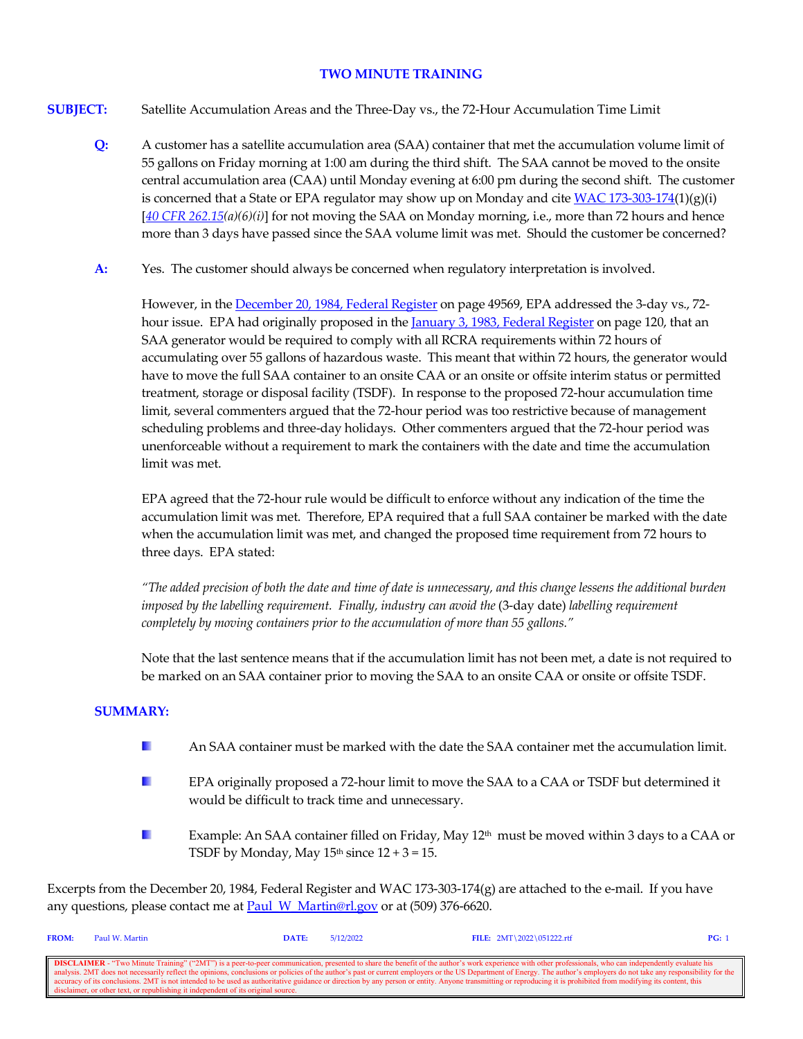# TWO MINUTE TRAINING

**SUBJECT:** Satellite Accumulation Areas and the Three-Day vs., the 72-Hour Accumulation Time Limit

**Q:** A customer has a satellite accumulation area (SAA) container that met the accumulation volume limit of 55 gallons on Friday morning at 1:00 am during the third shift. The SAA cannot be moved to the onsite central accumulation area (CAA) until Monday evening at 6:00 pm during the second shift. The customer is concerned that a State or EPA regulator may show up on Monday and cite WAC 173-303-174(1)(g)(i) [*40 CFR 262.15(a)(6)(i)*] for not moving the SAA on Monday morning, i.e., more than 72 hours and hence more than 3 days have passed since the SAA volume limit was met. Should the customer be concerned?

**A:** Yes. The customer should always be concerned when regulatory interpretation is involved.

However, in the December 20, 1984, Federal Register on page 49569, EPA addressed the 3-day vs., 72-hour issue. EPA had originally proposed in the January 3, 1983, Federal Register on page 120, that an SAA generator would be required to comply with all RCRA requirements within 72 hours of accumulating over 55 gallons of hazardous waste. This meant that within 72 hours, the generator would have to move the full SAA container to an onsite CAA or an onsite or offsite interim status or permitted treatment, storage or disposal facility (TSDF). In response to the proposed 72-hour accumulation time limit, several commenters argued that the 72-hour period was too restrictive because of management scheduling problems and three-day holidays. Other commenters argued that the 72-hour period was unenforceable without a requirement to mark the containers with the date and time the accumulation limit was met.

EPA agreed that the 72-hour rule would be difficult to enforce without any indication of the time the accumulation limit was met. Therefore, EPA required that a full SAA container be marked with the date when the accumulation limit was met, and changed the proposed time requirement from 72 hours to three days. EPA stated:

*"The added precision of both the date and time of date is unnecessary, and this change lessens the additional burden imposed by the labelling requirement. Finally, industry can avoid the* (3-day date) *labelling requirement completely by moving containers prior to the accumulation of more than 55 gallons."*

Note that the last sentence means that if the accumulation limit has not been met, a date is not required to be marked on an SAA container prior to moving the SAA to an onsite CAA or onsite or offsite TSDF.

**SUMMARY:**

- An SAA container must be marked with the date the SAA container met the accumulation limit.
- EPA originally proposed a 72-hour limit to move the SAA to a CAA or TSDF but determined it would be difficult to track time and unnecessary.
- Example: An SAA container filled on Friday, May 12th must be moved within 3 days to a CAA or TSDF by Monday, May 15th since 12 + 3 = 15.

Excerpts from the December 20, 1984, Federal Register and WAC 173-303-174(g) are attached to the e-mail. If you have any questions, please contact me at Paul_W_Martin@rl.gov or at (509) 376-6620.

**FROM:** Paul W. Martin **DATE:** 5/12/2022 **FILE:** 2MT\2022\051222.rtf

**DISCLAIMER** - "Two Minute Training" ("2MT") is a peer-to-peer communication, presented to share the benefit of the author's work experience with other professionals, who can independently evaluate his analysis. 2MT does not necessarily reflect the opinions, conclusions or policies of the author's past or current employers or the US Department of Energy. The author's employers do not take any responsibility for the accuracy of its conclusions. 2MT is not intended to be used as authoritative guidance or direction by any person or entity. Anyone transmitting or reproducing it is prohibited from modifying its content, this disclaimer, or other text, or republishing it independent of its original source.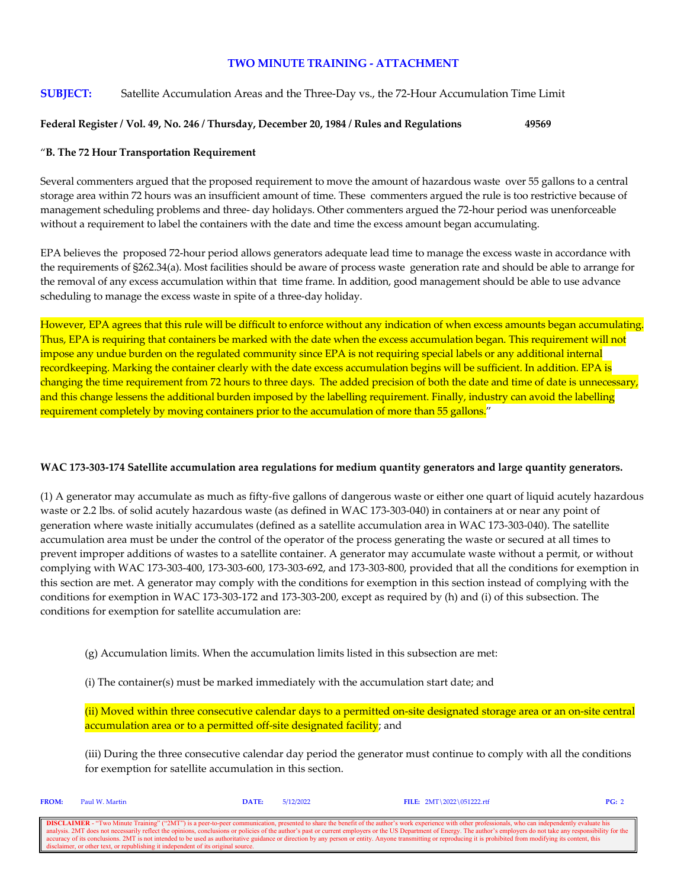## TWO MINUTE TRAINING - ATTACHMENT

**SUBJECT:** Satellite Accumulation Areas and the Three-Day vs., the 72-Hour Accumulation Time Limit

**Federal Register / Vol. 49, No. 246 / Thursday, December 20, 1984 / Rules and Regulations 49569**

"**B. The 72 Hour Transportation Requirement**

Several commenters argued that the proposed requirement to move the amount of hazardous waste over 55 gallons to a central storage area within 72 hours was an insufficient amount of time. These commenters argued the rule is too restrictive because of management scheduling problems and three- day holidays. Other commenters argued the 72-hour period was unenforceable without a requirement to label the containers with the date and time the excess amount began accumulating.

EPA believes the proposed 72-hour period allows generators adequate lead time to manage the excess waste in accordance with the requirements of §262.34(a). Most facilities should be aware of process waste generation rate and should be able to arrange for the removal of any excess accumulation within that time frame. In addition, good management should be able to use advance scheduling to manage the excess waste in spite of a three-day holiday.

However, EPA agrees that this rule will be difficult to enforce without any indication of when excess amounts began accumulating. Thus, EPA is requiring that containers be marked with the date when the excess accumulation began. This requirement will not impose any undue burden on the regulated community since EPA is not requiring special labels or any additional internal recordkeeping. Marking the container clearly with the date excess accumulation begins will be sufficient. In addition. EPA is changing the time requirement from 72 hours to three days. The added precision of both the date and time of date is unnecessary, and this change lessens the additional burden imposed by the labelling requirement. Finally, industry can avoid the labelling requirement completely by moving containers prior to the accumulation of more than 55 gallons."

**WAC 173-303-174 Satellite accumulation area regulations for medium quantity generators and large quantity generators.**

(1) A generator may accumulate as much as fifty-five gallons of dangerous waste or either one quart of liquid acutely hazardous waste or 2.2 lbs. of solid acutely hazardous waste (as defined in WAC 173-303-040) in containers at or near any point of generation where waste initially accumulates (defined as a satellite accumulation area in WAC 173-303-040). The satellite accumulation area must be under the control of the operator of the process generating the waste or secured at all times to prevent improper additions of wastes to a satellite container. A generator may accumulate waste without a permit, or without complying with WAC 173-303-400, 173-303-600, 173-303-692, and 173-303-800, provided that all the conditions for exemption in this section are met. A generator may comply with the conditions for exemption in this section instead of complying with the conditions for exemption in WAC 173-303-172 and 173-303-200, except as required by (h) and (i) of this subsection. The conditions for exemption for satellite accumulation are:

(g) Accumulation limits. When the accumulation limits listed in this subsection are met:

(i) The container(s) must be marked immediately with the accumulation start date; and

(ii) Moved within three consecutive calendar days to a permitted on-site designated storage area or an on-site central accumulation area or to a permitted off-site designated facility; and

(iii) During the three consecutive calendar day period the generator must continue to comply with all the conditions for exemption for satellite accumulation in this section.

**FROM:** Paul W. Martin **DATE:** 5/12/2022 **FILE:** 2MT\2022\051222.rtf **PG:** 2

**DISCLAIMER** - "Two Minute Training" ("2MT") is a peer-to-peer communication, presented to share the benefit of the author's work experience with other professionals, who can independently evaluate his analysis. 2MT does not necessarily reflect the opinions, conclusions or policies of the author's past or current employers or the US Department of Energy. The author's employers do not take any responsibility for the accuracy of its conclusions. 2MT is not intended to be used as authoritative guidance or direction by any person or entity. Anyone transmitting or reproducing it is prohibited from modifying its content, this disclaimer, or other text, or republishing it independent of its original source.